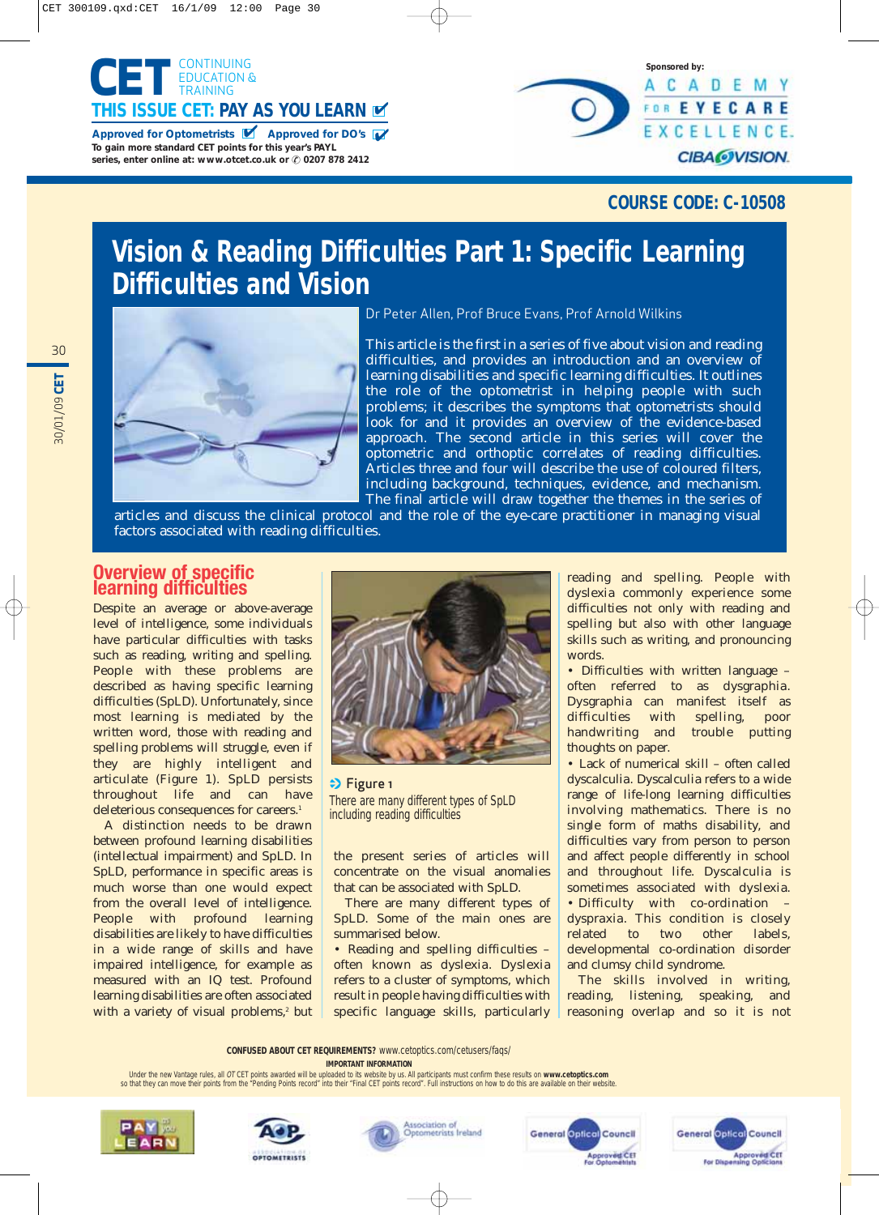# CET CONTINUING EDUCATION & TRAINING

**THIS ISSUE CET: PAY AS YOU LEARN**

**Approved for Optometrists** **Approved for DO's**

**To gain more standard CET points for this year's PAYL series, enter online at: www.otcet.co.uk or ✆ 0207 878 2412**

Sponsored by: ACADEMY FOR EYECARE EXCELLENCE. CIBA VISION.

**COURSE CODE: C-10508**

# Vision & Reading Difficulties Part 1: Specific Learning Difficulties and Vision

Dr Peter Allen, Prof Bruce Evans, Prof Arnold Wilkins

This article is the first in a series of five about vision and reading difficulties, and provides an introduction and an overview of learning disabilities and specific learning difficulties. It outlines the role of the optometrist in helping people with such problems; it describes the symptoms that optometrists should look for and it provides an overview of the evidence-based approach. The second article in this series will cover the optometric and orthoptic correlates of reading difficulties. Articles three and four will describe the use of coloured filters, including background, techniques, evidence, and mechanism. The final article will draw together the themes in the series of articles and discuss the clinical protocol and the role of the eye-care practitioner in managing visual factors associated with reading difficulties.

## Overview of specific learning difficulties

Despite an average or above-average level of intelligence, some individuals have particular difficulties with tasks such as reading, writing and spelling. People with these problems are described as having specific learning difficulties (SpLD). Unfortunately, since most learning is mediated by the written word, those with reading and spelling problems will struggle, even if they are highly intelligent and articulate (Figure 1). SpLD persists throughout life and can have deleterious consequences for careers.[1]

A distinction needs to be drawn between profound learning disabilities (intellectual impairment) and SpLD. In SpLD, performance in specific areas is much worse than one would expect from the overall level of intelligence. People with profound learning disabilities are likely to have difficulties in a wide range of skills and have impaired intelligence, for example as measured with an IQ test. Profound learning disabilities are often associated with a variety of visual problems,[2] but the present series of articles will concentrate on the visual anomalies that can be associated with SpLD.

**Figure 1**
There are many different types of SpLD including reading difficulties

There are many different types of SpLD. Some of the main ones are summarised below.

- Reading and spelling difficulties – often known as dyslexia. Dyslexia refers to a cluster of symptoms, which result in people having difficulties with specific language skills, particularly reading and spelling. People with dyslexia commonly experience some difficulties not only with reading and spelling but also with other language skills such as writing, and pronouncing words.
- Difficulties with written language – often referred to as dysgraphia. Dysgraphia can manifest itself as difficulties with spelling, poor handwriting and trouble putting thoughts on paper.
- Lack of numerical skill – often called dyscalculia. Dyscalculia refers to a wide range of life-long learning difficulties involving mathematics. There is no single form of maths disability, and difficulties vary from person to person and affect people differently in school and throughout life. Dyscalculia is sometimes associated with dyslexia.
- Difficulty with co-ordination – dyspraxia. This condition is closely related to two other labels, developmental co-ordination disorder and clumsy child syndrome.

The skills involved in writing, reading, listening, speaking, and reasoning overlap and so it is not

**CONFUSED ABOUT CET REQUIREMENTS?** www.cetoptics.com/cetusers/faqs/

**IMPORTANT INFORMATION**

Under the new Vantage rules, all *OT* CET points awarded will be uploaded to its website by us. All participants must confirm these results on **www.cetoptics.com** so that they can move their points from the "Pending Points record" into their "Final CET points record". Full instructions on how to do this are available on their website.

PAY AS YOU LEARN · Association of Optometrists · Association of Optometrists Ireland · General Optical Council Approved CET For Optometrists · General Optical Council Approved CET For Dispensing Opticians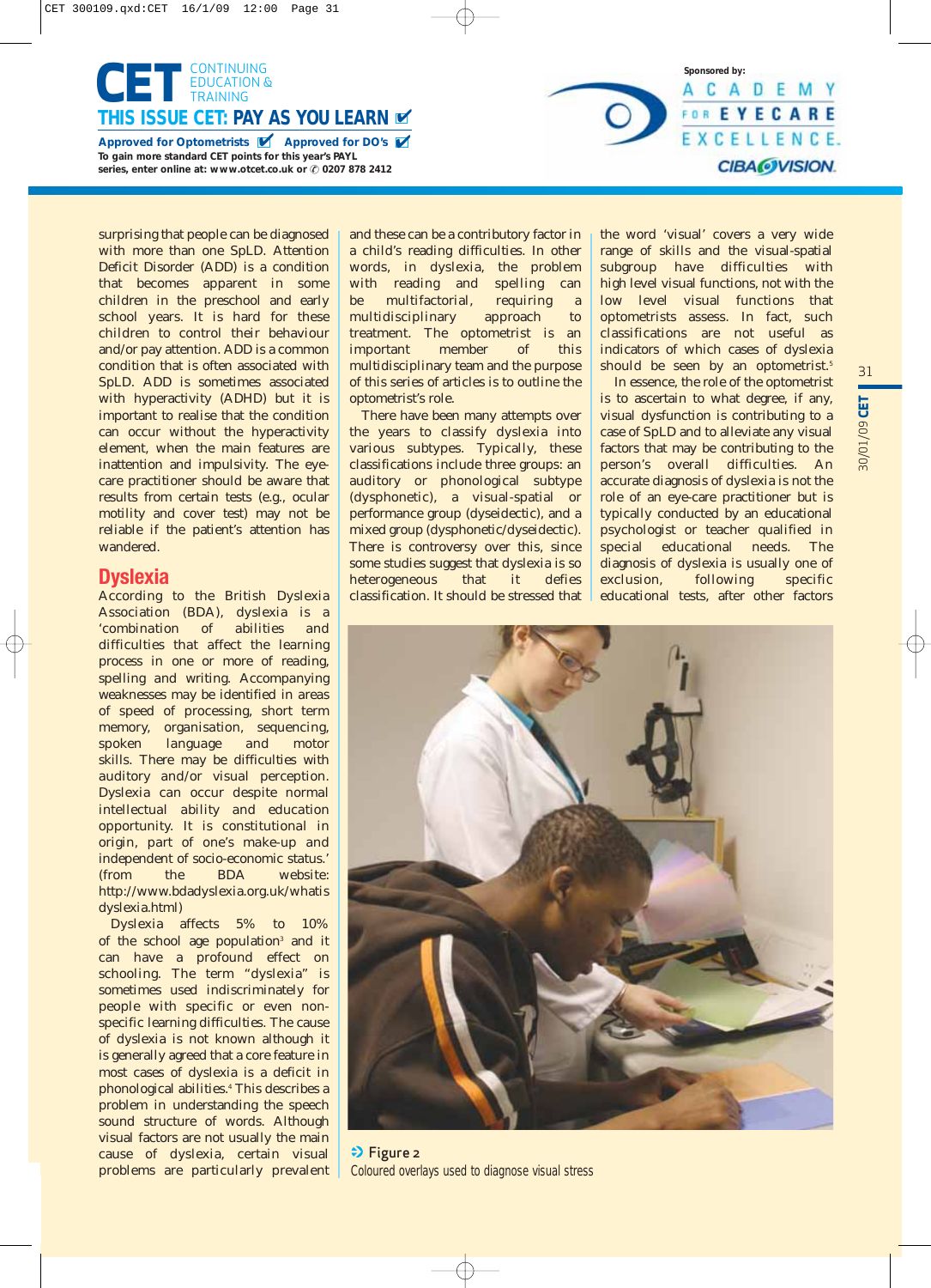surprising that people can be diagnosed with more than one SpLD. Attention Deficit Disorder (ADD) is a condition that becomes apparent in some children in the preschool and early school years. It is hard for these children to control their behaviour and/or pay attention. ADD is a common condition that is often associated with SpLD. ADD is sometimes associated with hyperactivity (ADHD) but it is important to realise that the condition can occur without the hyperactivity element, when the main features are inattention and impulsivity. The eye-care practitioner should be aware that results from certain tests (e.g., ocular motility and cover test) may not be reliable if the patient's attention has wandered.

## Dyslexia

According to the British Dyslexia Association (BDA), dyslexia is a 'combination of abilities and difficulties that affect the learning process in one or more of reading, spelling and writing. Accompanying weaknesses may be identified in areas of speed of processing, short term memory, organisation, sequencing, spoken language and motor skills. There may be difficulties with auditory and/or visual perception. Dyslexia can occur despite normal intellectual ability and education opportunity. It is constitutional in origin, part of one's make-up and independent of socio-economic status.' (from the BDA website: http://www.bdadyslexia.org.uk/whatisdyslexia.html)

Dyslexia affects 5% to 10% of the school age population[3] and it can have a profound effect on schooling. The term "dyslexia" is sometimes used indiscriminately for people with specific or even non-specific learning difficulties. The cause of dyslexia is not known although it is generally agreed that a core feature in most cases of dyslexia is a deficit in phonological abilities.[4] This describes a problem in understanding the speech sound structure of words. Although visual factors are not usually the main cause of dyslexia, certain visual problems are particularly prevalent and these can be a contributory factor in a child's reading difficulties. In other words, in dyslexia, the problem with reading and spelling can be multifactorial, requiring a multidisciplinary approach to treatment. The optometrist is an important member of this multidisciplinary team and the purpose of this series of articles is to outline the optometrist's role.

There have been many attempts over the years to classify dyslexia into various subtypes. Typically, these classifications include three groups: an auditory or phonological subtype (dysphonetic), a visual-spatial or performance group (dyseidectic), and a mixed group (dysphonetic/dyseidectic). There is controversy over this, since some studies suggest that dyslexia is so heterogeneous that it defies classification. It should be stressed that the word 'visual' covers a very wide range of skills and the visual-spatial subgroup have difficulties with high level visual functions, not with the low level visual functions that optometrists assess. In fact, such classifications are not useful as indicators of which cases of dyslexia should be seen by an optometrist.[5]

In essence, the role of the optometrist is to ascertain to what degree, if any, visual dysfunction is contributing to a case of SpLD and to alleviate any visual factors that may be contributing to the person's overall difficulties. An accurate diagnosis of dyslexia is not the role of an eye-care practitioner but is typically conducted by an educational psychologist or teacher qualified in special educational needs. The diagnosis of dyslexia is usually one of exclusion, following specific educational tests, after other factors

Figure 2
Coloured overlays used to diagnose visual stress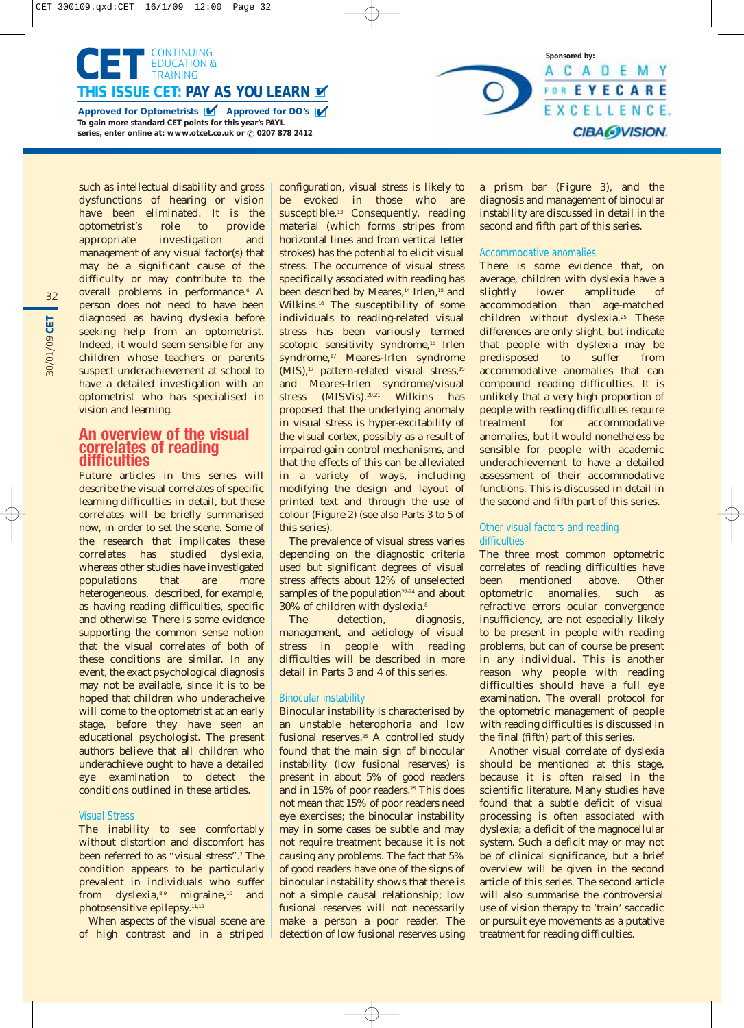such as intellectual disability and gross dysfunctions of hearing or vision have been eliminated. It is the optometrist's role to provide appropriate investigation and management of any visual factor(s) that may be a significant cause of the difficulty or may contribute to the overall problems in performance.[6] A person does not need to have been diagnosed as having dyslexia before seeking help from an optometrist. Indeed, it would seem sensible for any children whose teachers or parents suspect underachievement at school to have a detailed investigation with an optometrist who has specialised in vision and learning.

## An overview of the visual correlates of reading difficulties

Future articles in this series will describe the visual correlates of specific learning difficulties in detail, but these correlates will be briefly summarised now, in order to set the scene. Some of the research that implicates these correlates has studied dyslexia, whereas other studies have investigated populations that are more heterogeneous, described, for example, as having reading difficulties, specific and otherwise. There is some evidence supporting the common sense notion that the visual correlates of both of these conditions are similar. In any event, the exact psychological diagnosis may not be available, since it is to be hoped that children who underacheive will come to the optometrist at an early stage, before they have seen an educational psychologist. The present authors believe that all children who underachieve ought to have a detailed eye examination to detect the conditions outlined in these articles.

### Visual Stress

The inability to see comfortably without distortion and discomfort has been referred to as "visual stress".[7] The condition appears to be particularly prevalent in individuals who suffer from dyslexia,[8,9] migraine,[10] and photosensitive epilepsy.[11,12]

When aspects of the visual scene are of high contrast and in a striped configuration, visual stress is likely to be evoked in those who are susceptible.[13] Consequently, reading material (which forms stripes from horizontal lines and from vertical letter strokes) has the potential to elicit visual stress. The occurrence of visual stress specifically associated with reading has been described by Meares,[14] Irlen,[15] and Wilkins.[16] The susceptibility of some individuals to reading-related visual stress has been variously termed scotopic sensitivity syndrome,[15] Irlen syndrome,[17] Meares-Irlen syndrome (MIS),[17] pattern-related visual stress,[19] and Meares-Irlen syndrome/visual stress (MISVis).[20,21] Wilkins has proposed that the underlying anomaly in visual stress is hyper-excitability of the visual cortex, possibly as a result of impaired gain control mechanisms, and that the effects of this can be alleviated in a variety of ways, including modifying the design and layout of printed text and through the use of colour (Figure 2) (see also Parts 3 to 5 of this series).

The prevalence of visual stress varies depending on the diagnostic criteria used but significant degrees of visual stress affects about 12% of unselected samples of the population[22-24] and about 30% of children with dyslexia.[8]

The detection, diagnosis, management, and aetiology of visual stress in people with reading difficulties will be described in more detail in Parts 3 and 4 of this series.

### Binocular instability

Binocular instability is characterised by an unstable heterophoria and low fusional reserves.[25] A controlled study found that the main sign of binocular instability (low fusional reserves) is present in about 5% of good readers and in 15% of poor readers.[25] This does not mean that 15% of poor readers need eye exercises; the binocular instability may in some cases be subtle and may not require treatment because it is not causing any problems. The fact that 5% of good readers have one of the signs of binocular instability shows that there is not a simple causal relationship; low fusional reserves will not necessarily make a person a poor reader. The detection of low fusional reserves using a prism bar (Figure 3), and the diagnosis and management of binocular instability are discussed in detail in the second and fifth part of this series.

### Accommodative anomalies

There is some evidence that, on average, children with dyslexia have a slightly lower amplitude of accommodation than age-matched children without dyslexia.[25] These differences are only slight, but indicate that people with dyslexia may be predisposed to suffer from accommodative anomalies that can compound reading difficulties. It is unlikely that a very high proportion of people with reading difficulties require treatment for accommodative anomalies, but it would nonetheless be sensible for people with academic underachievement to have a detailed assessment of their accommodative functions. This is discussed in detail in the second and fifth part of this series.

### Other visual factors and reading difficulties

The three most common optometric correlates of reading difficulties have been mentioned above. Other optometric anomalies, such as refractive errors ocular convergence insufficiency, are not especially likely to be present in people with reading problems, but can of course be present in any individual. This is another reason why people with reading difficulties should have a full eye examination. The overall protocol for the optometric management of people with reading difficulties is discussed in the final (fifth) part of this series.

Another visual correlate of dyslexia should be mentioned at this stage, because it is often raised in the scientific literature. Many studies have found that a subtle deficit of visual processing is often associated with dyslexia; a deficit of the magnocellular system. Such a deficit may or may not be of clinical significance, but a brief overview will be given in the second article of this series. The second article will also summarise the controversial use of vision therapy to 'train' saccadic or pursuit eye movements as a putative treatment for reading difficulties.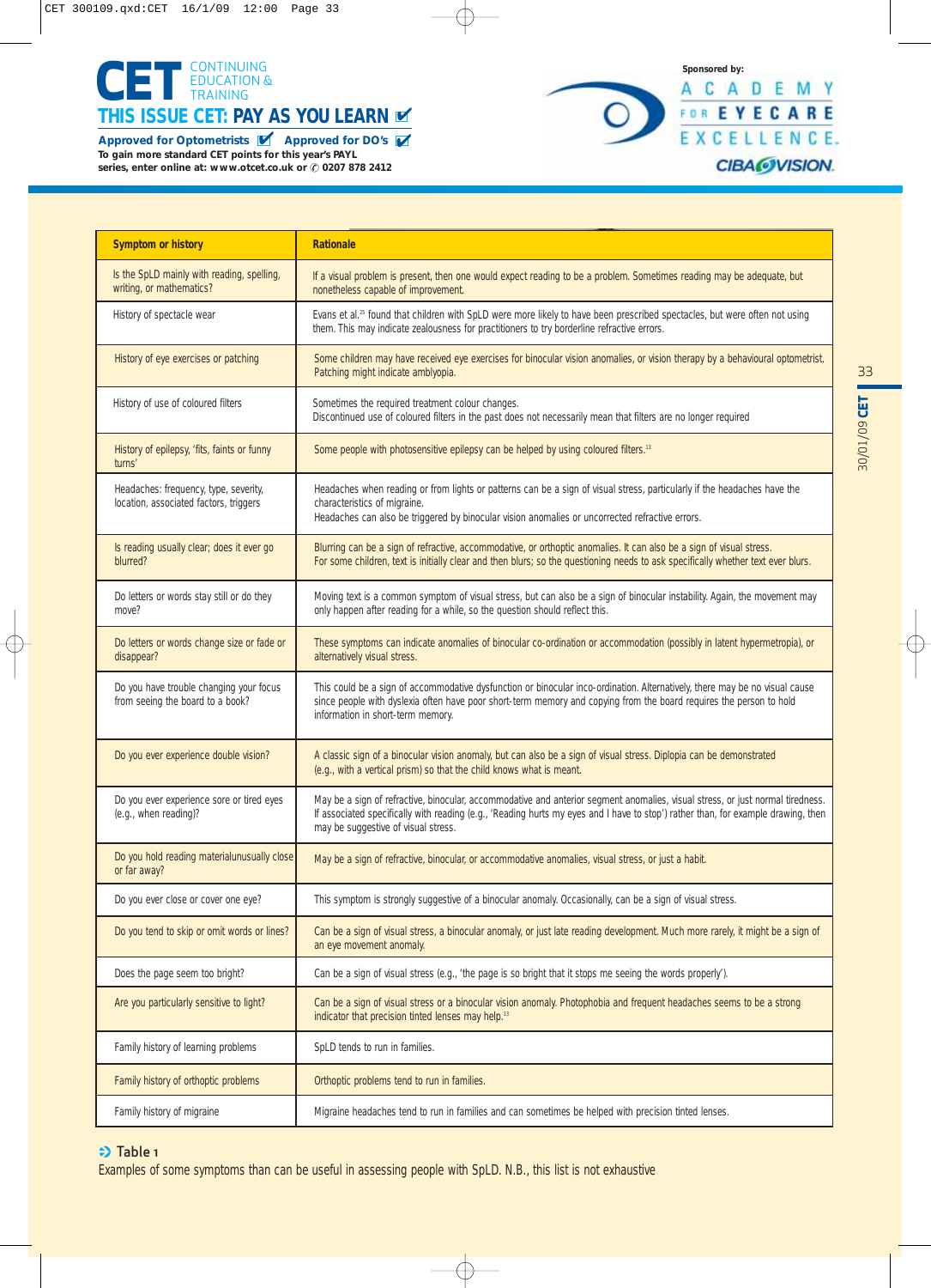| Symptom or history | Rationale |
|---|---|
| Is the SpLD mainly with reading, spelling, writing, or mathematics? | If a visual problem is present, then one would expect reading to be a problem. Sometimes reading may be adequate, but nonetheless capable of improvement. |
| History of spectacle wear | Evans et al.[25] found that children with SpLD were more likely to have been prescribed spectacles, but were often not using them. This may indicate zealousness for practitioners to try borderline refractive errors. |
| History of eye exercises or patching | Some children may have received eye exercises for binocular vision anomalies, or vision therapy by a behavioural optometrist. Patching might indicate amblyopia. |
| History of use of coloured filters | Sometimes the required treatment colour changes. Discontinued use of coloured filters in the past does not necessarily mean that filters are no longer required |
| History of epilepsy, 'fits, faints or funny turns' | Some people with photosensitive epilepsy can be helped by using coloured filters.[13] |
| Headaches: frequency, type, severity, location, associated factors, triggers | Headaches when reading or from lights or patterns can be a sign of visual stress, particularly if the headaches have the characteristics of migraine. Headaches can also be triggered by binocular vision anomalies or uncorrected refractive errors. |
| Is reading usually clear; does it ever go blurred? | Blurring can be a sign of refractive, accommodative, or orthoptic anomalies. It can also be a sign of visual stress. For some children, text is initially clear and then blurs; so the questioning needs to ask specifically whether text ever blurs. |
| Do letters or words stay still or do they move? | Moving text is a common symptom of visual stress, but can also be a sign of binocular instability. Again, the movement may only happen after reading for a while, so the question should reflect this. |
| Do letters or words change size or fade or disappear? | These symptoms can indicate anomalies of binocular co-ordination or accommodation (possibly in latent hypermetropia), or alternatively visual stress. |
| Do you have trouble changing your focus from seeing the board to a book? | This could be a sign of accommodative dysfunction or binocular inco-ordination. Alternatively, there may be no visual cause since people with dyslexia often have poor short-term memory and copying from the board requires the person to hold information in short-term memory. |
| Do you ever experience double vision? | A classic sign of a binocular vision anomaly, but can also be a sign of visual stress. Diplopia can be demonstrated (e.g., with a vertical prism) so that the child knows what is meant. |
| Do you ever experience sore or tired eyes (e.g., when reading)? | May be a sign of refractive, binocular, accommodative and anterior segment anomalies, visual stress, or just normal tiredness. If associated specifically with reading (e.g., 'Reading hurts my eyes and I have to stop') rather than, for example drawing, then may be suggestive of visual stress. |
| Do you hold reading materialunusually close or far away? | May be a sign of refractive, binocular, or accommodative anomalies, visual stress, or just a habit. |
| Do you ever close or cover one eye? | This symptom is strongly suggestive of a binocular anomaly. Occasionally, can be a sign of visual stress. |
| Do you tend to skip or omit words or lines? | Can be a sign of visual stress, a binocular anomaly, or just late reading development. Much more rarely, it might be a sign of an eye movement anomaly. |
| Does the page seem too bright? | Can be a sign of visual stress (e.g., 'the page is so bright that it stops me seeing the words properly'). |
| Are you particularly sensitive to light? | Can be a sign of visual stress or a binocular vision anomaly. Photophobia and frequent headaches seems to be a strong indicator that precision tinted lenses may help.[13] |
| Family history of learning problems | SpLD tends to run in families. |
| Family history of orthoptic problems | Orthoptic problems tend to run in families. |
| Family history of migraine | Migraine headaches tend to run in families and can sometimes be helped with precision tinted lenses. |

**Table 1**
Examples of some symptoms than can be useful in assessing people with SpLD. N.B., this list is not exhaustive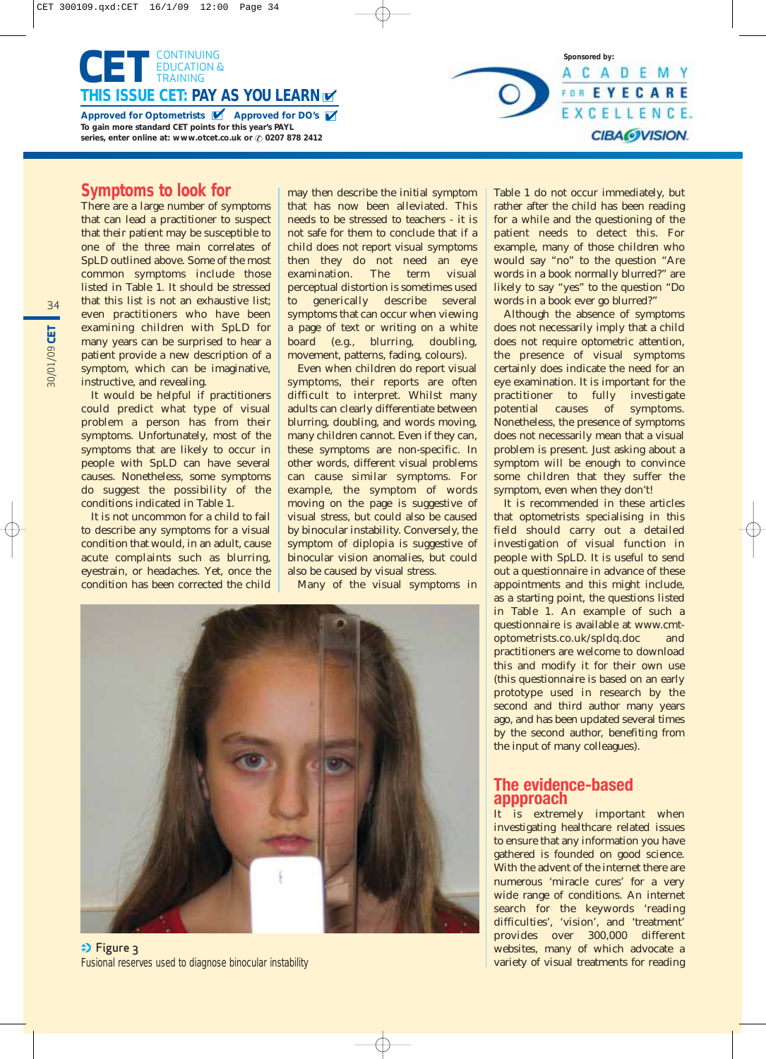## Symptoms to look for

There are a large number of symptoms that can lead a practitioner to suspect that their patient may be susceptible to one of the three main correlates of SpLD outlined above. Some of the most common symptoms include those listed in Table 1. It should be stressed that this list is not an exhaustive list; even practitioners who have been examining children with SpLD for many years can be surprised to hear a patient provide a new description of a symptom, which can be imaginative, instructive, and revealing.

It would be helpful if practitioners could predict what type of visual problem a person has from their symptoms. Unfortunately, most of the symptoms that are likely to occur in people with SpLD can have several causes. Nonetheless, some symptoms do suggest the possibility of the conditions indicated in Table 1.

It is not uncommon for a child to fail to describe any symptoms for a visual condition that would, in an adult, cause acute complaints such as blurring, eyestrain, or headaches. Yet, once the condition has been corrected the child may then describe the initial symptom that has now been alleviated. This needs to be stressed to teachers - it is not safe for them to conclude that if a child does not report visual symptoms then they do not need an eye examination. The term visual perceptual distortion is sometimes used to generically describe several symptoms that can occur when viewing a page of text or writing on a white board (e.g., blurring, doubling, movement, patterns, fading, colours).

Even when children do report visual symptoms, their reports are often difficult to interpret. Whilst many adults can clearly differentiate between blurring, doubling, and words moving, many children cannot. Even if they can, these symptoms are non-specific. In other words, different visual problems can cause similar symptoms. For example, the symptom of words moving on the page is suggestive of visual stress, but could also be caused by binocular instability. Conversely, the symptom of diplopia is suggestive of binocular vision anomalies, but could also be caused by visual stress.

Many of the visual symptoms in Table 1 do not occur immediately, but rather after the child has been reading for a while and the questioning of the patient needs to detect this. For example, many of those children who would say "no" to the question "Are words in a book normally blurred?" are likely to say "yes" to the question "Do words in a book ever go blurred?"

Although the absence of symptoms does not necessarily imply that a child does not require optometric attention, the presence of visual symptoms certainly does indicate the need for an eye examination. It is important for the practitioner to fully investigate potential causes of symptoms. Nonetheless, the presence of symptoms does not necessarily mean that a visual problem is present. Just asking about a symptom will be enough to convince some children that they suffer the symptom, even when they don't!

It is recommended in these articles that optometrists specialising in this field should carry out a detailed investigation of visual function in people with SpLD. It is useful to send out a questionnaire in advance of these appointments and this might include, as a starting point, the questions listed in Table 1. An example of such a questionnaire is available at www.cmt-optometrists.co.uk/spldq.doc and practitioners are welcome to download this and modify it for their own use (this questionnaire is based on an early prototype used in research by the second and third author many years ago, and has been updated several times by the second author, benefiting from the input of many colleagues).

Figure 3
Fusional reserves used to diagnose binocular instability

## The evidence-based appproach

It is extremely important when investigating healthcare related issues to ensure that any information you have gathered is founded on good science. With the advent of the internet there are numerous 'miracle cures' for a very wide range of conditions. An internet search for the keywords 'reading difficulties', 'vision', and 'treatment' provides over 300,000 different websites, many of which advocate a variety of visual treatments for reading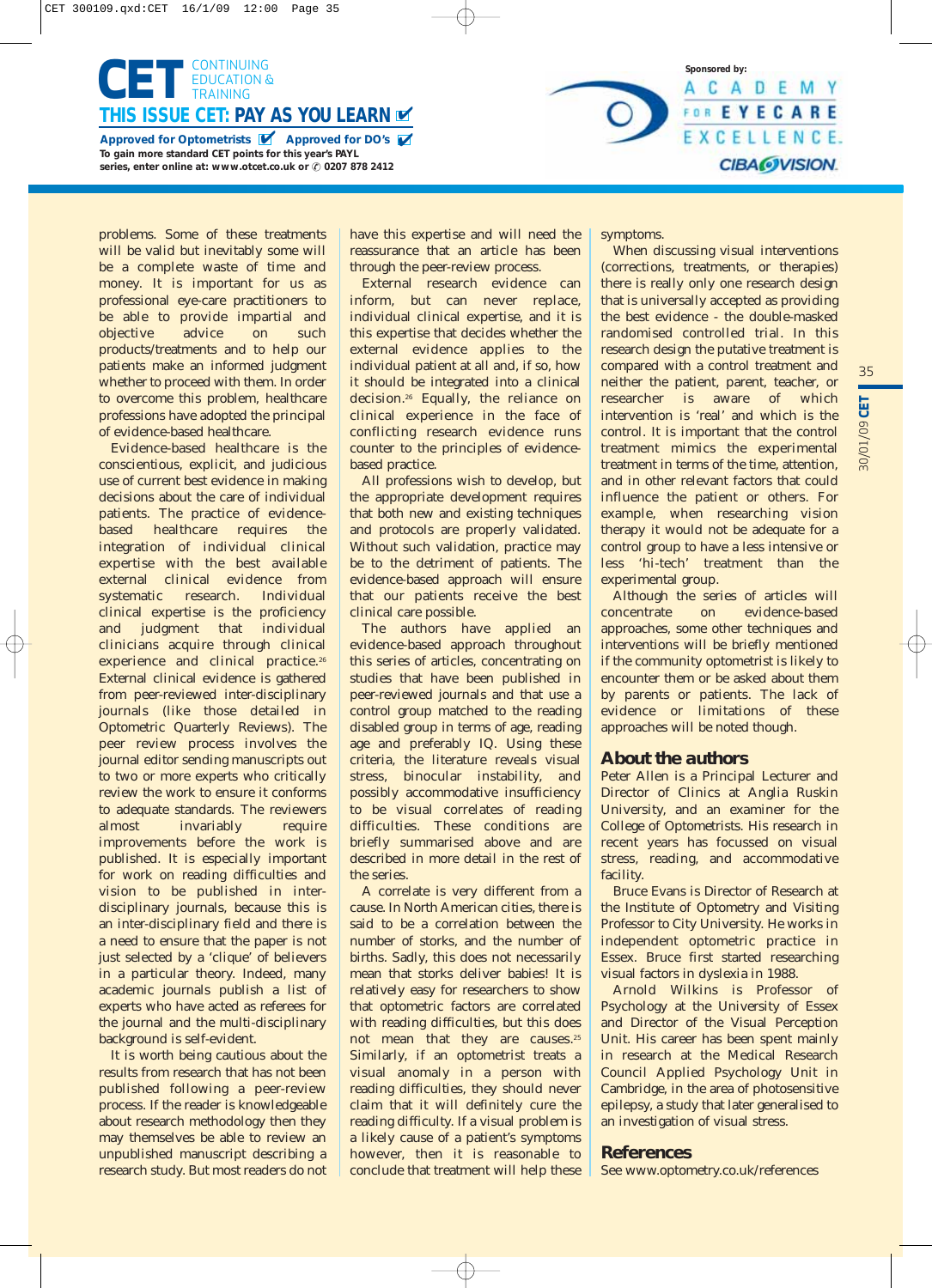problems. Some of these treatments will be valid but inevitably some will be a complete waste of time and money. It is important for us as professional eye-care practitioners to be able to provide impartial and objective advice on such products/treatments and to help our patients make an informed judgment whether to proceed with them. In order to overcome this problem, healthcare professions have adopted the principal of evidence-based healthcare.

Evidence-based healthcare is the conscientious, explicit, and judicious use of current best evidence in making decisions about the care of individual patients. The practice of evidence-based healthcare requires the integration of individual clinical expertise with the best available external clinical evidence from systematic research. Individual clinical expertise is the proficiency and judgment that individual clinicians acquire through clinical experience and clinical practice.[26] External clinical evidence is gathered from peer-reviewed inter-disciplinary journals (like those detailed in Optometric Quarterly Reviews). The peer review process involves the journal editor sending manuscripts out to two or more experts who critically review the work to ensure it conforms to adequate standards. The reviewers almost invariably require improvements before the work is published. It is especially important for work on reading difficulties and vision to be published in inter-disciplinary journals, because this is an inter-disciplinary field and there is a need to ensure that the paper is not just selected by a 'clique' of believers in a particular theory. Indeed, many academic journals publish a list of experts who have acted as referees for the journal and the multi-disciplinary background is self-evident.

It is worth being cautious about the results from research that has not been published following a peer-review process. If the reader is knowledgeable about research methodology then they may themselves be able to review an unpublished manuscript describing a research study. But most readers do not have this expertise and will need the reassurance that an article has been through the peer-review process.

External research evidence can inform, but can never replace, individual clinical expertise, and it is this expertise that decides whether the external evidence applies to the individual patient at all and, if so, how it should be integrated into a clinical decision.[26] Equally, the reliance on clinical experience in the face of conflicting research evidence runs counter to the principles of evidence-based practice.

All professions wish to develop, but the appropriate development requires that both new and existing techniques and protocols are properly validated. Without such validation, practice may be to the detriment of patients. The evidence-based approach will ensure that our patients receive the best clinical care possible.

The authors have applied an evidence-based approach throughout this series of articles, concentrating on studies that have been published in peer-reviewed journals and that use a control group matched to the reading disabled group in terms of age, reading age and preferably IQ. Using these criteria, the literature reveals visual stress, binocular instability, and possibly accommodative insufficiency to be visual correlates of reading difficulties. These conditions are briefly summarised above and are described in more detail in the rest of the series.

A correlate is very different from a cause. In North American cities, there is said to be a correlation between the number of storks, and the number of births. Sadly, this does not necessarily mean that storks deliver babies! It is relatively easy for researchers to show that optometric factors are correlated with reading difficulties, but this does not mean that they are causes.[25] Similarly, if an optometrist treats a visual anomaly in a person with reading difficulties, they should never claim that it will definitely cure the reading difficulty. If a visual problem is a likely cause of a patient's symptoms however, then it is reasonable to conclude that treatment will help these symptoms.

When discussing visual interventions (corrections, treatments, or therapies) there is really only one research design that is universally accepted as providing the best evidence - the double-masked randomised controlled trial. In this research design the putative treatment is compared with a control treatment and neither the patient, parent, teacher, or researcher is aware of which intervention is 'real' and which is the control. It is important that the control treatment mimics the experimental treatment in terms of the time, attention, and in other relevant factors that could influence the patient or others. For example, when researching vision therapy it would not be adequate for a control group to have a less intensive or less 'hi-tech' treatment than the experimental group.

Although the series of articles will concentrate on evidence-based approaches, some other techniques and interventions will be briefly mentioned if the community optometrist is likely to encounter them or be asked about them by parents or patients. The lack of evidence or limitations of these approaches will be noted though.

## About the authors

Peter Allen is a Principal Lecturer and Director of Clinics at Anglia Ruskin University, and an examiner for the College of Optometrists. His research in recent years has focussed on visual stress, reading, and accommodative facility.

Bruce Evans is Director of Research at the Institute of Optometry and Visiting Professor to City University. He works in independent optometric practice in Essex. Bruce first started researching visual factors in dyslexia in 1988.

Arnold Wilkins is Professor of Psychology at the University of Essex and Director of the Visual Perception Unit. His career has been spent mainly in research at the Medical Research Council Applied Psychology Unit in Cambridge, in the area of photosensitive epilepsy, a study that later generalised to an investigation of visual stress.

## References

See www.optometry.co.uk/references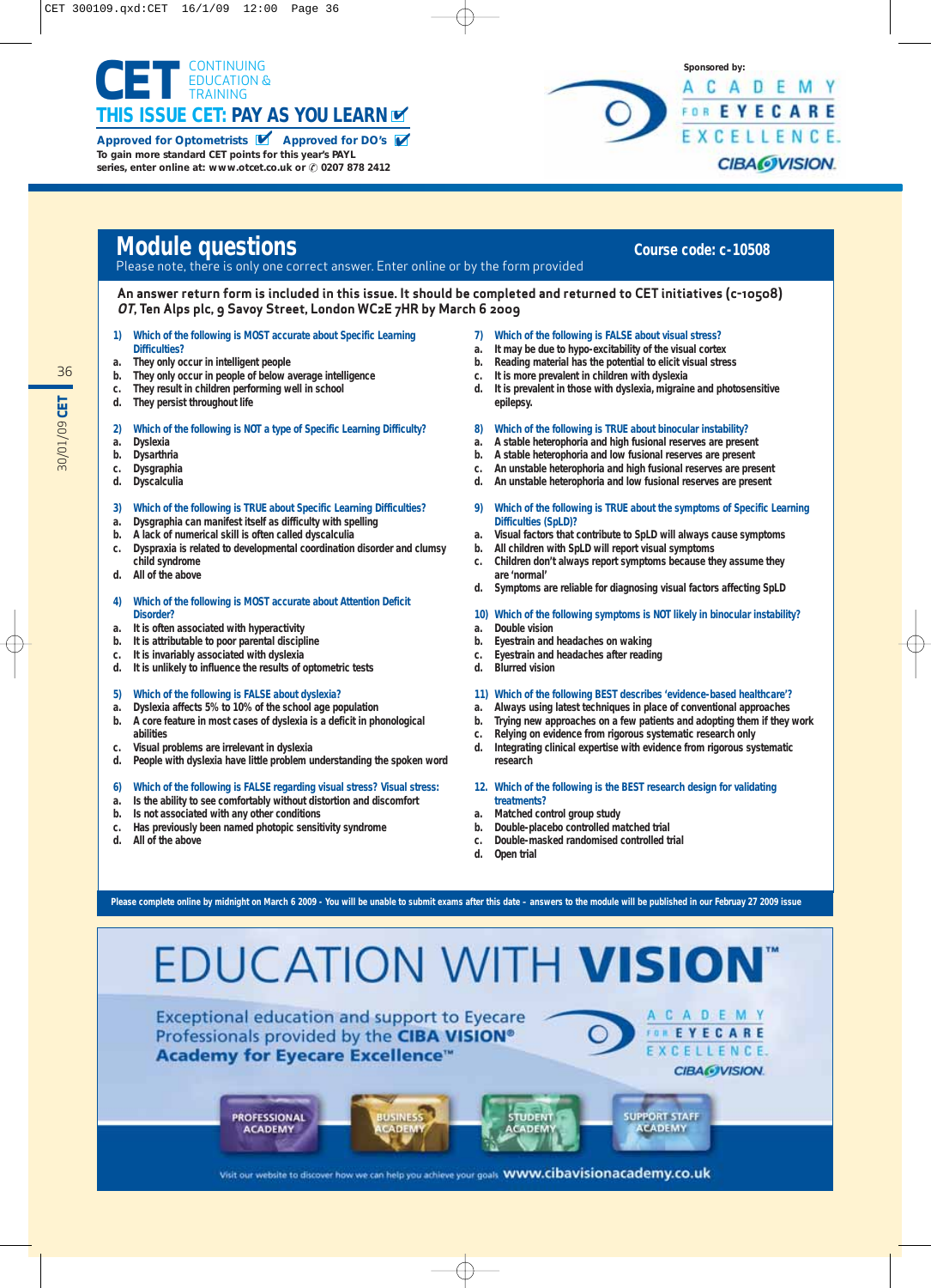# CET CONTINUING EDUCATION & TRAINING

## THIS ISSUE CET: PAY AS YOU LEARN

Approved for Optometrists ✓ Approved for DO's ✓

To gain more standard CET points for this year's PAYL series, enter online at: www.otcet.co.uk or ✆ 0207 878 2412

Sponsored by: ACADEMY FOR EYECARE EXCELLENCE CIBA VISION

## Module questions

**Course code: c-10508**

Please note, there is only one correct answer. Enter online or by the form provided

**An answer return form is included in this issue. It should be completed and returned to CET initiatives (c-10508) *OT*, Ten Alps plc, 9 Savoy Street, London WC2E 7HR by March 6 2009**

**1) Which of the following is MOST accurate about Specific Learning Difficulties?**
- a. They only occur in intelligent people
- b. They only occur in people of below average intelligence
- c. They result in children performing well in school
- d. They persist throughout life

**2) Which of the following is NOT a type of Specific Learning Difficulty?**
- a. Dyslexia
- b. Dysarthria
- c. Dysgraphia
- d. Dyscalculia

**3) Which of the following is TRUE about Specific Learning Difficulties?**
- a. Dysgraphia can manifest itself as difficulty with spelling
- b. A lack of numerical skill is often called dyscalculia
- c. Dyspraxia is related to developmental coordination disorder and clumsy child syndrome
- d. All of the above

**4) Which of the following is MOST accurate about Attention Deficit Disorder?**
- a. It is often associated with hyperactivity
- b. It is attributable to poor parental discipline
- c. It is invariably associated with dyslexia
- d. It is unlikely to influence the results of optometric tests

**5) Which of the following is FALSE about dyslexia?**
- a. Dyslexia affects 5% to 10% of the school age population
- b. A core feature in most cases of dyslexia is a deficit in phonological abilities
- c. Visual problems are irrelevant in dyslexia
- d. People with dyslexia have little problem understanding the spoken word

**6) Which of the following is FALSE regarding visual stress? Visual stress:**
- a. Is the ability to see comfortably without distortion and discomfort
- b. Is not associated with any other conditions
- c. Has previously been named photopic sensitivity syndrome
- d. All of the above

**7) Which of the following is FALSE about visual stress?**
- a. It may be due to hypo-excitability of the visual cortex
- b. Reading material has the potential to elicit visual stress
- c. It is more prevalent in children with dyslexia
- d. It is prevalent in those with dyslexia, migraine and photosensitive epilepsy.

**8) Which of the following is TRUE about binocular instability?**
- a. A stable heterophoria and high fusional reserves are present
- b. A stable heterophoria and low fusional reserves are present
- c. An unstable heterophoria and high fusional reserves are present
- d. An unstable heterophoria and low fusional reserves are present

**9) Which of the following is TRUE about the symptoms of Specific Learning Difficulties (SpLD)?**
- a. Visual factors that contribute to SpLD will always cause symptoms
- b. All children with SpLD will report visual symptoms
- c. Children don't always report symptoms because they assume they are 'normal'
- d. Symptoms are reliable for diagnosing visual factors affecting SpLD

**10) Which of the following symptoms is NOT likely in binocular instability?**
- a. Double vision
- b. Eyestrain and headaches on waking
- c. Eyestrain and headaches after reading
- d. Blurred vision

**11) Which of the following BEST describes 'evidence-based healthcare'?**
- a. Always using latest techniques in place of conventional approaches
- b. Trying new approaches on a few patients and adopting them if they work
- c. Relying on evidence from rigorous systematic research only
- d. Integrating clinical expertise with evidence from rigorous systematic research

**12. Which of the following is the BEST research design for validating treatments?**
- a. Matched control group study
- b. Double-placebo controlled matched trial
- c. Double-masked randomised controlled trial
- d. Open trial

**Please complete online by midnight on March 6 2009 - You will be unable to submit exams after this date - answers to the module will be published in our Februay 27 2009 issue**

# EDUCATION WITH VISION™

Exceptional education and support to Eyecare Professionals provided by the **CIBA VISION®** Academy for Eyecare Excellence™

ACADEMY FOR EYECARE EXCELLENCE CIBA VISION

PROFESSIONAL ACADEMY | BUSINESS ACADEMY | STUDENT ACADEMY | SUPPORT STAFF ACADEMY

Visit our website to discover how we can help you achieve your goals **www.cibavisionacademy.co.uk**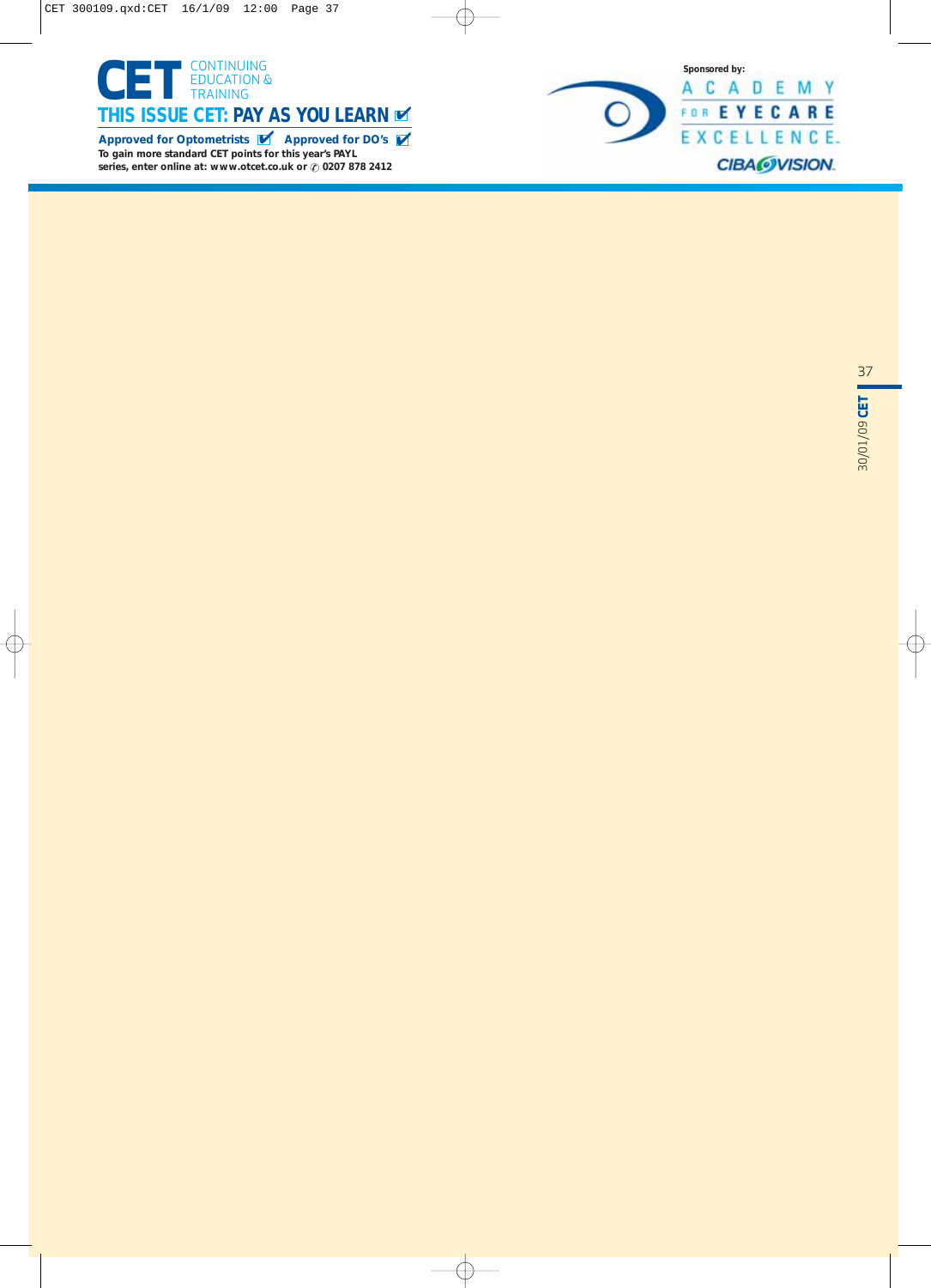# CET CONTINUING EDUCATION & TRAINING

## THIS ISSUE CET: PAY AS YOU LEARN

**Approved for Optometrists** **Approved for DO's**

**To gain more standard CET points for this year's PAYL series, enter online at: www.otcet.co.uk or 0207 878 2412**

Sponsored by:

ACADEMY FOR EYECARE EXCELLENCE

CIBA VISION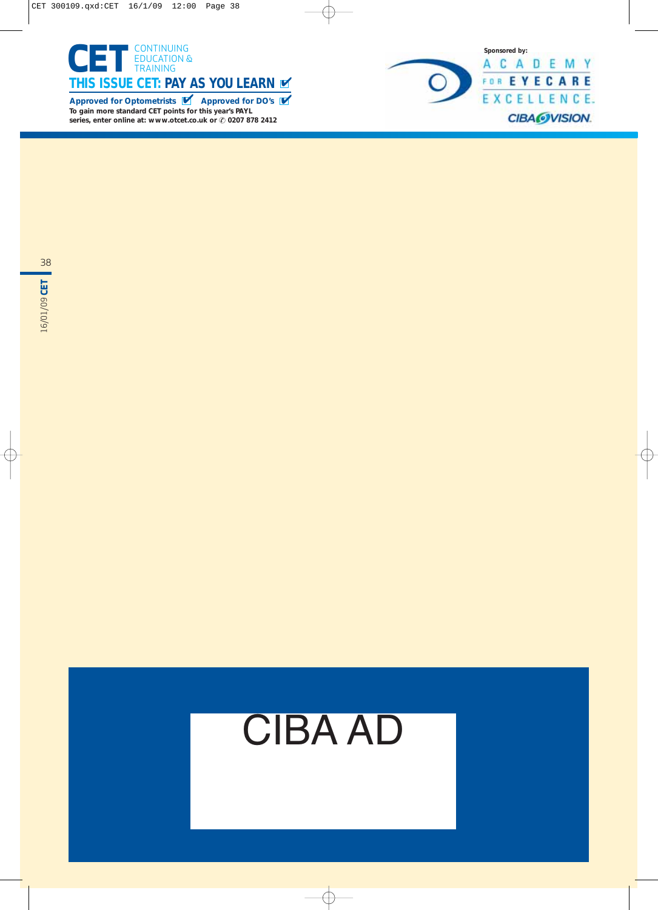# CET CONTINUING EDUCATION & TRAINING

## THIS ISSUE CET: PAY AS YOU LEARN

**Approved for Optometrists** **Approved for DO's**

**To gain more standard CET points for this year's PAYL series, enter online at: www.otcet.co.uk or ✆ 0207 878 2412**

Sponsored by:

ACADEMY FOR EYECARE EXCELLENCE

CIBA VISION

CIBA AD